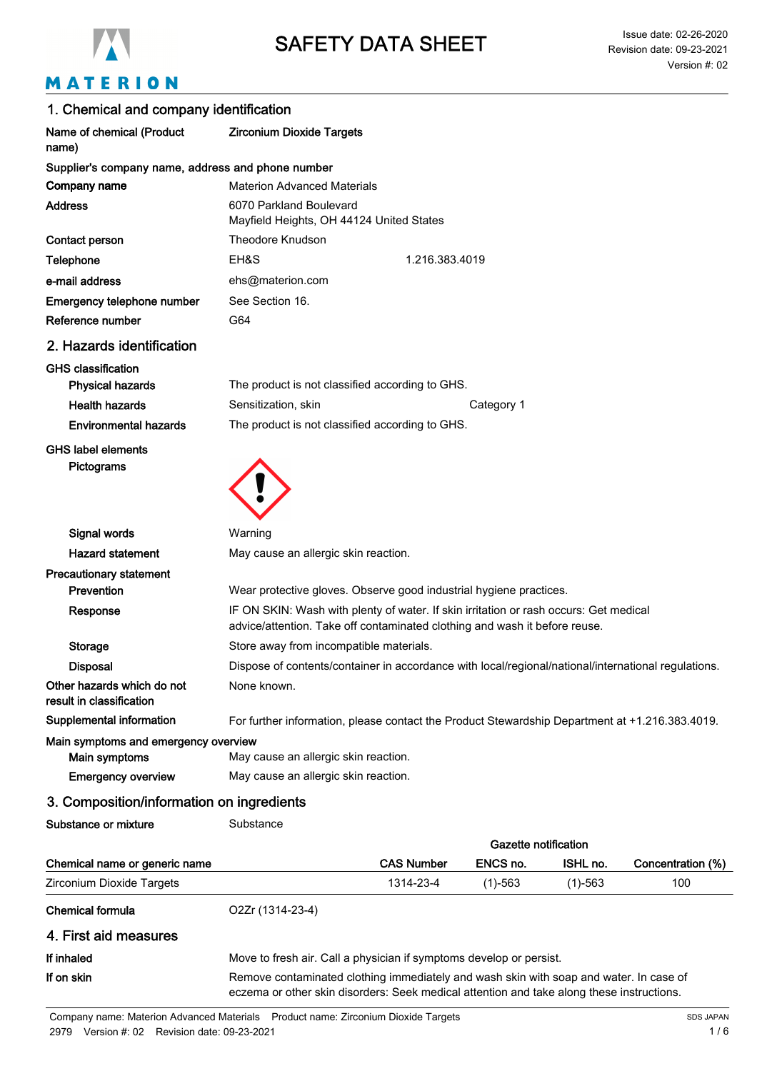# SAFETY DATA SHEET

Issue date: 02-26-2020
Revision date: 09-23-2021
Version #: 02

## 1. Chemical and company identification

**Name of chemical (Product name)** **Zirconium Dioxide Targets**

**Supplier's company name, address and phone number**

**Company name** Materion Advanced Materials

**Address** 6070 Parkland Boulevard
Mayfield Heights, OH 44124 United States

**Contact person** Theodore Knudson

**Telephone** EH&S 1.216.383.4019

**e-mail address** ehs@materion.com

**Emergency telephone number** See Section 16.

**Reference number** G64

## 2. Hazards identification

**GHS classification**

**Physical hazards** The product is not classified according to GHS.

**Health hazards** Sensitization, skin Category 1

**Environmental hazards** The product is not classified according to GHS.

**GHS label elements**

**Pictograms**

**Signal words** Warning

**Hazard statement** May cause an allergic skin reaction.

**Precautionary statement**

**Prevention** Wear protective gloves. Observe good industrial hygiene practices.

**Response** IF ON SKIN: Wash with plenty of water. If skin irritation or rash occurs: Get medical advice/attention. Take off contaminated clothing and wash it before reuse.

**Storage** Store away from incompatible materials.

**Disposal** Dispose of contents/container in accordance with local/regional/national/international regulations.

**Other hazards which do not result in classification** None known.

**Supplemental information** For further information, please contact the Product Stewardship Department at +1.216.383.4019.

**Main symptoms and emergency overview**

**Main symptoms** May cause an allergic skin reaction.

**Emergency overview** May cause an allergic skin reaction.

## 3. Composition/information on ingredients

**Substance or mixture** Substance

| Chemical name or generic name | CAS Number | Gazette notification ENCS no. | ISHL no. | Concentration (%) |
|---|---|---|---|---|
| Zirconium Dioxide Targets | 1314-23-4 | (1)-563 | (1)-563 | 100 |

**Chemical formula** O2Zr (1314-23-4)

## 4. First aid measures

**If inhaled** Move to fresh air. Call a physician if symptoms develop or persist.

**If on skin** Remove contaminated clothing immediately and wash skin with soap and water. In case of eczema or other skin disorders: Seek medical attention and take along these instructions.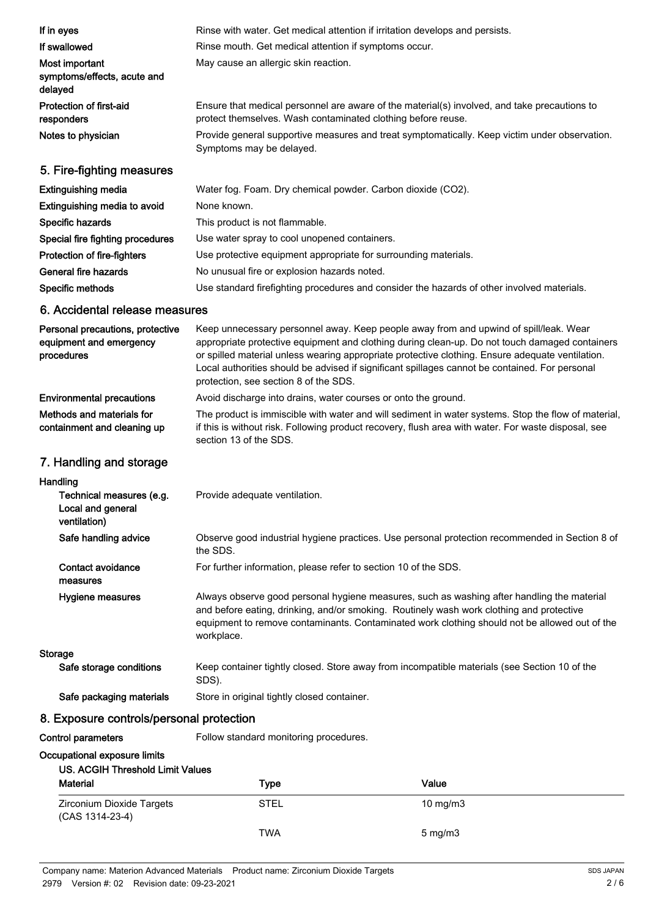| | |
|---|---|
| **If in eyes** | Rinse with water. Get medical attention if irritation develops and persists. |
| **If swallowed** | Rinse mouth. Get medical attention if symptoms occur. |
| **Most important symptoms/effects, acute and delayed** | May cause an allergic skin reaction. |
| **Protection of first-aid responders** | Ensure that medical personnel are aware of the material(s) involved, and take precautions to protect themselves. Wash contaminated clothing before reuse. |
| **Notes to physician** | Provide general supportive measures and treat symptomatically. Keep victim under observation. Symptoms may be delayed. |

## 5. Fire-fighting measures

| | |
|---|---|
| **Extinguishing media** | Water fog. Foam. Dry chemical powder. Carbon dioxide ($CO_2$). |
| **Extinguishing media to avoid** | None known. |
| **Specific hazards** | This product is not flammable. |
| **Special fire fighting procedures** | Use water spray to cool unopened containers. |
| **Protection of fire-fighters** | Use protective equipment appropriate for surrounding materials. |
| **General fire hazards** | No unusual fire or explosion hazards noted. |
| **Specific methods** | Use standard firefighting procedures and consider the hazards of other involved materials. |

## 6. Accidental release measures

| | |
|---|---|
| **Personal precautions, protective equipment and emergency procedures** | Keep unnecessary personnel away. Keep people away from and upwind of spill/leak. Wear appropriate protective equipment and clothing during clean-up. Do not touch damaged containers or spilled material unless wearing appropriate protective clothing. Ensure adequate ventilation. Local authorities should be advised if significant spillages cannot be contained. For personal protection, see section 8 of the SDS. |
| **Environmental precautions** | Avoid discharge into drains, water courses or onto the ground. |
| **Methods and materials for containment and cleaning up** | The product is immiscible with water and will sediment in water systems. Stop the flow of material, if this is without risk. Following product recovery, flush area with water. For waste disposal, see section 13 of the SDS. |

## 7. Handling and storage

**Handling**

| | |
|---|---|
| **Technical measures (e.g. Local and general ventilation)** | Provide adequate ventilation. |
| **Safe handling advice** | Observe good industrial hygiene practices. Use personal protection recommended in Section 8 of the SDS. |
| **Contact avoidance measures** | For further information, please refer to section 10 of the SDS. |
| **Hygiene measures** | Always observe good personal hygiene measures, such as washing after handling the material and before eating, drinking, and/or smoking. Routinely wash work clothing and protective equipment to remove contaminants. Contaminated work clothing should not be allowed out of the workplace. |

**Storage**

| | |
|---|---|
| **Safe storage conditions** | Keep container tightly closed. Store away from incompatible materials (see Section 10 of the SDS). |
| **Safe packaging materials** | Store in original tightly closed container. |

## 8. Exposure controls/personal protection

**Control parameters** Follow standard monitoring procedures.

**Occupational exposure limits**

**US. ACGIH Threshold Limit Values**

| Material | Type | Value |
|---|---|---|
| Zirconium Dioxide Targets (CAS 1314-23-4) | STEL | 10 mg/m3 |
| | TWA | 5 mg/m3 |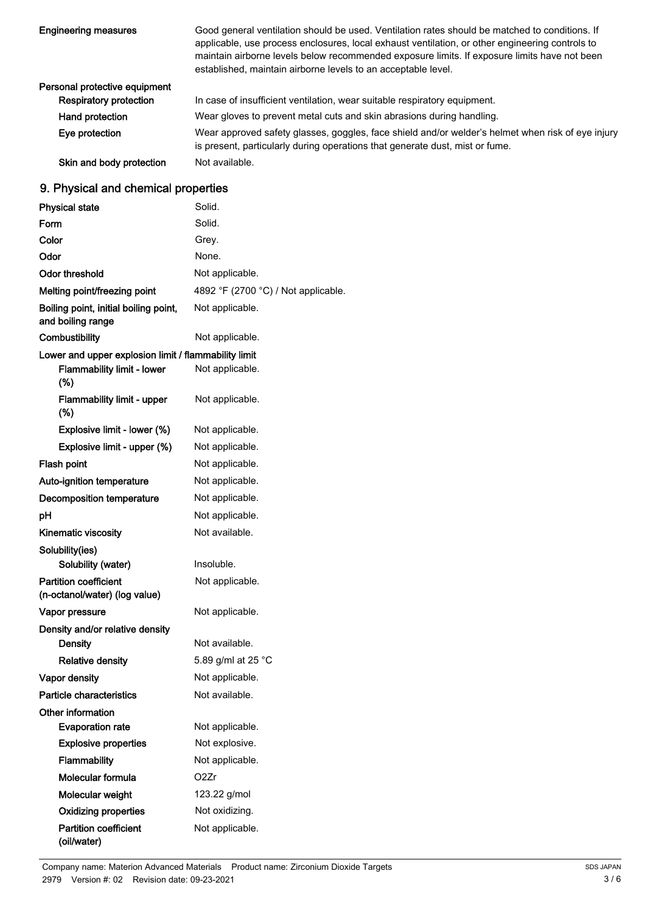| | |
|---|---|
| **Engineering measures** | Good general ventilation should be used. Ventilation rates should be matched to conditions. If applicable, use process enclosures, local exhaust ventilation, or other engineering controls to maintain airborne levels below recommended exposure limits. If exposure limits have not been established, maintain airborne levels to an acceptable level. |
| **Personal protective equipment** | |
| **Respiratory protection** | In case of insufficient ventilation, wear suitable respiratory equipment. |
| **Hand protection** | Wear gloves to prevent metal cuts and skin abrasions during handling. |
| **Eye protection** | Wear approved safety glasses, goggles, face shield and/or welder's helmet when risk of eye injury is present, particularly during operations that generate dust, mist or fume. |
| **Skin and body protection** | Not available. |

## 9. Physical and chemical properties

| | |
|---|---|
| **Physical state** | Solid. |
| **Form** | Solid. |
| **Color** | Grey. |
| **Odor** | None. |
| **Odor threshold** | Not applicable. |
| **Melting point/freezing point** | 4892 °F (2700 °C) / Not applicable. |
| **Boiling point, initial boiling point, and boiling range** | Not applicable. |
| **Combustibility** | Not applicable. |
| **Lower and upper explosion limit / flammability limit** | |
| **Flammability limit - lower (%)** | Not applicable. |
| **Flammability limit - upper (%)** | Not applicable. |
| **Explosive limit - lower (%)** | Not applicable. |
| **Explosive limit - upper (%)** | Not applicable. |
| **Flash point** | Not applicable. |
| **Auto-ignition temperature** | Not applicable. |
| **Decomposition temperature** | Not applicable. |
| **pH** | Not applicable. |
| **Kinematic viscosity** | Not available. |
| **Solubility(ies)** | |
| **Solubility (water)** | Insoluble. |
| **Partition coefficient (n-octanol/water) (log value)** | Not applicable. |
| **Vapor pressure** | Not applicable. |
| **Density and/or relative density** | |
| **Density** | Not available. |
| **Relative density** | 5.89 g/ml at 25 °C |
| **Vapor density** | Not applicable. |
| **Particle characteristics** | Not available. |
| **Other information** | |
| **Evaporation rate** | Not applicable. |
| **Explosive properties** | Not explosive. |
| **Flammability** | Not applicable. |
| **Molecular formula** | $O_2Zr$ |
| **Molecular weight** | 123.22 g/mol |
| **Oxidizing properties** | Not oxidizing. |
| **Partition coefficient (oil/water)** | Not applicable. |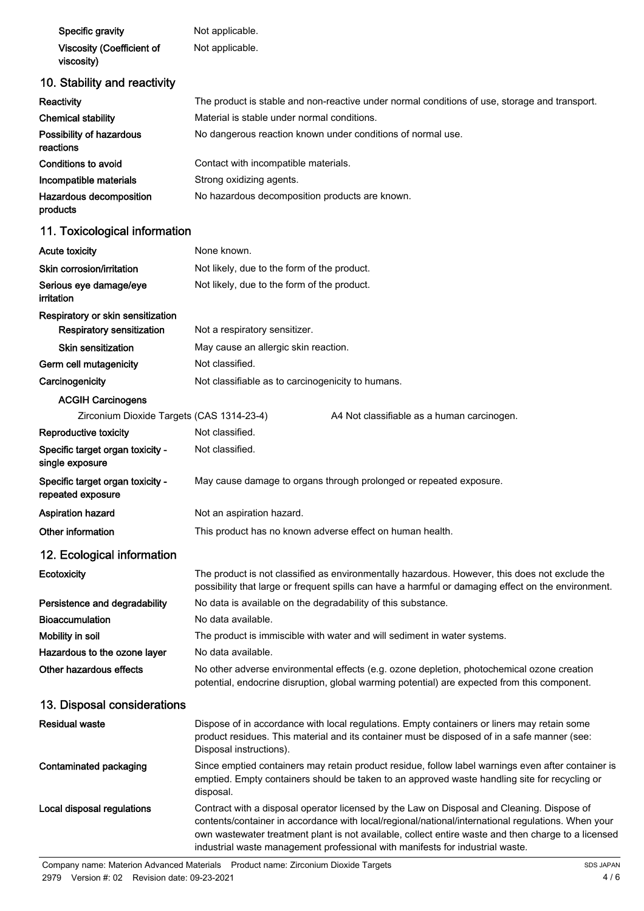| | |
|---|---|
| **Specific gravity** | Not applicable. |
| **Viscosity (Coefficient of viscosity)** | Not applicable. |

## 10. Stability and reactivity

| | |
|---|---|
| **Reactivity** | The product is stable and non-reactive under normal conditions of use, storage and transport. |
| **Chemical stability** | Material is stable under normal conditions. |
| **Possibility of hazardous reactions** | No dangerous reaction known under conditions of normal use. |
| **Conditions to avoid** | Contact with incompatible materials. |
| **Incompatible materials** | Strong oxidizing agents. |
| **Hazardous decomposition products** | No hazardous decomposition products are known. |

## 11. Toxicological information

| | | |
|---|---|---|
| **Acute toxicity** | None known. | |
| **Skin corrosion/irritation** | Not likely, due to the form of the product. | |
| **Serious eye damage/eye irritation** | Not likely, due to the form of the product. | |
| **Respiratory or skin sensitization** | | |
| **Respiratory sensitization** | Not a respiratory sensitizer. | |
| **Skin sensitization** | May cause an allergic skin reaction. | |
| **Germ cell mutagenicity** | Not classified. | |
| **Carcinogenicity** | Not classifiable as to carcinogenicity to humans. | |
| **ACGIH Carcinogens** | | |
| Zirconium Dioxide Targets (CAS 1314-23-4) | | A4 Not classifiable as a human carcinogen. |
| **Reproductive toxicity** | Not classified. | |
| **Specific target organ toxicity - single exposure** | Not classified. | |
| **Specific target organ toxicity - repeated exposure** | May cause damage to organs through prolonged or repeated exposure. | |
| **Aspiration hazard** | Not an aspiration hazard. | |
| **Other information** | This product has no known adverse effect on human health. | |

## 12. Ecological information

| | |
|---|---|
| **Ecotoxicity** | The product is not classified as environmentally hazardous. However, this does not exclude the possibility that large or frequent spills can have a harmful or damaging effect on the environment. |
| **Persistence and degradability** | No data is available on the degradability of this substance. |
| **Bioaccumulation** | No data available. |
| **Mobility in soil** | The product is immiscible with water and will sediment in water systems. |
| **Hazardous to the ozone layer** | No data available. |
| **Other hazardous effects** | No other adverse environmental effects (e.g. ozone depletion, photochemical ozone creation potential, endocrine disruption, global warming potential) are expected from this component. |

## 13. Disposal considerations

| | |
|---|---|
| **Residual waste** | Dispose of in accordance with local regulations. Empty containers or liners may retain some product residues. This material and its container must be disposed of in a safe manner (see: Disposal instructions). |
| **Contaminated packaging** | Since emptied containers may retain product residue, follow label warnings even after container is emptied. Empty containers should be taken to an approved waste handling site for recycling or disposal. |
| **Local disposal regulations** | Contract with a disposal operator licensed by the Law on Disposal and Cleaning. Dispose of contents/container in accordance with local/regional/national/international regulations. When your own wastewater treatment plant is not available, collect entire waste and then charge to a licensed industrial waste management professional with manifests for industrial waste. |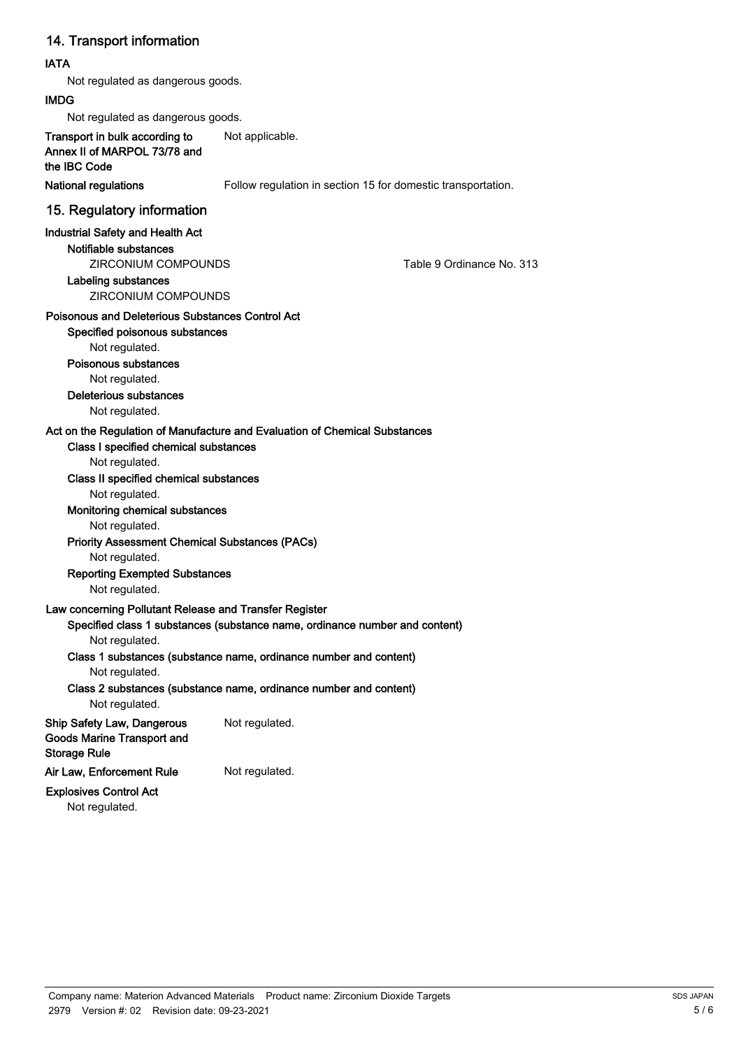## 14. Transport information

**IATA**

Not regulated as dangerous goods.

**IMDG**

Not regulated as dangerous goods.

**Transport in bulk according to Annex II of MARPOL 73/78 and the IBC Code** Not applicable.

**National regulations** Follow regulation in section 15 for domestic transportation.

## 15. Regulatory information

**Industrial Safety and Health Act**

**Notifiable substances**

ZIRCONIUM COMPOUNDS Table 9 Ordinance No. 313

**Labeling substances**

ZIRCONIUM COMPOUNDS

**Poisonous and Deleterious Substances Control Act**

**Specified poisonous substances**

Not regulated.

**Poisonous substances**

Not regulated.

**Deleterious substances**

Not regulated.

**Act on the Regulation of Manufacture and Evaluation of Chemical Substances**

**Class I specified chemical substances**

Not regulated.

**Class II specified chemical substances**

Not regulated.

**Monitoring chemical substances**

Not regulated.

**Priority Assessment Chemical Substances (PACs)**

Not regulated.

**Reporting Exempted Substances**

Not regulated.

**Law concerning Pollutant Release and Transfer Register**

**Specified class 1 substances (substance name, ordinance number and content)**

Not regulated.

**Class 1 substances (substance name, ordinance number and content)**

Not regulated.

**Class 2 substances (substance name, ordinance number and content)**

Not regulated.

**Ship Safety Law, Dangerous Goods Marine Transport and Storage Rule** Not regulated.

**Air Law, Enforcement Rule** Not regulated.

**Explosives Control Act**

Not regulated.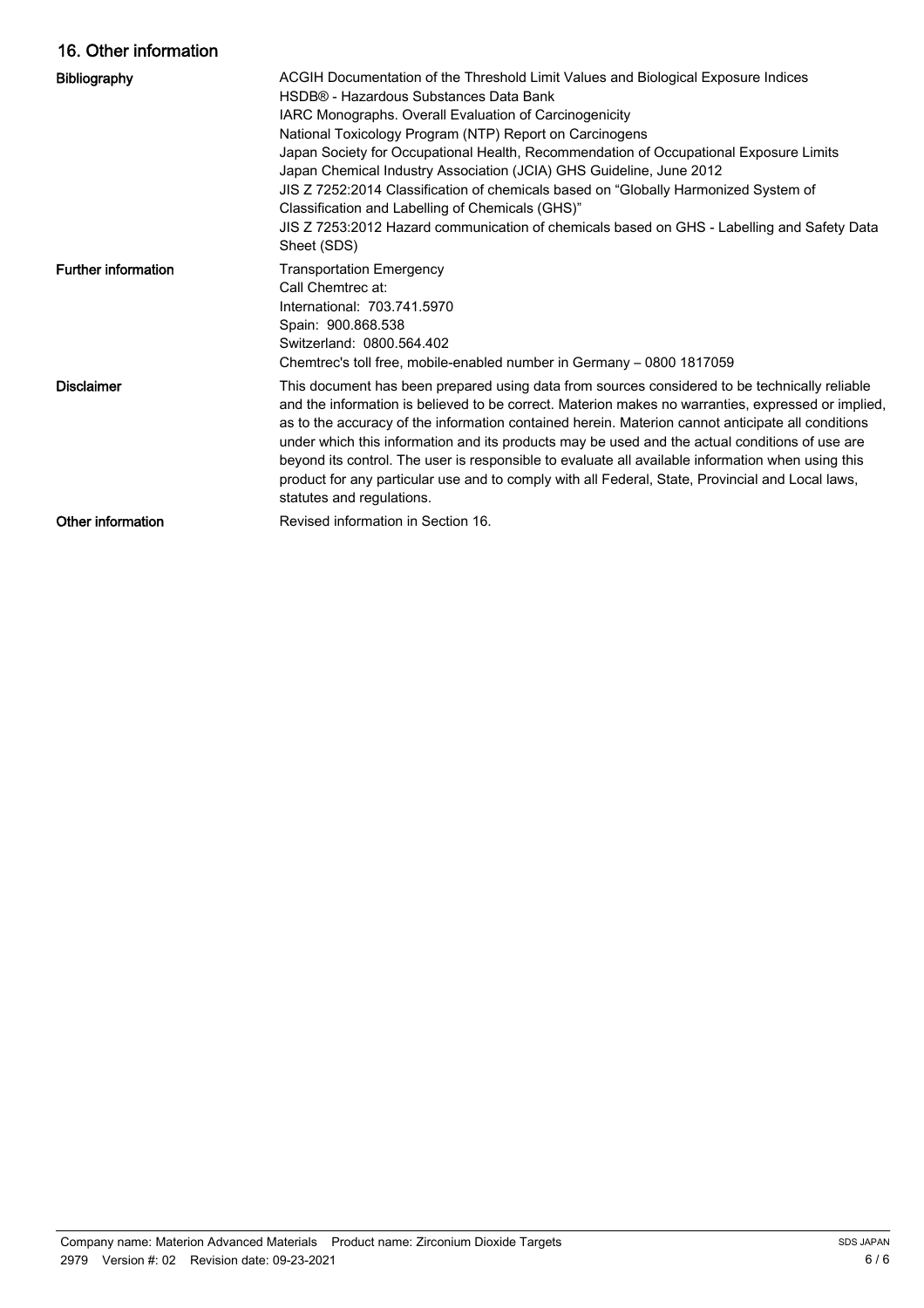## 16. Other information

| | |
|---|---|
| **Bibliography** | ACGIH Documentation of the Threshold Limit Values and Biological Exposure Indices<br>HSDB® - Hazardous Substances Data Bank<br>IARC Monographs. Overall Evaluation of Carcinogenicity<br>National Toxicology Program (NTP) Report on Carcinogens<br>Japan Society for Occupational Health, Recommendation of Occupational Exposure Limits<br>Japan Chemical Industry Association (JCIA) GHS Guideline, June 2012<br>JIS Z 7252:2014 Classification of chemicals based on "Globally Harmonized System of Classification and Labelling of Chemicals (GHS)"<br>JIS Z 7253:2012 Hazard communication of chemicals based on GHS - Labelling and Safety Data Sheet (SDS) |
| **Further information** | Transportation Emergency<br>Call Chemtrec at:<br>International: 703.741.5970<br>Spain: 900.868.538<br>Switzerland: 0800.564.402<br>Chemtrec's toll free, mobile-enabled number in Germany – 0800 1817059 |
| **Disclaimer** | This document has been prepared using data from sources considered to be technically reliable and the information is believed to be correct. Materion makes no warranties, expressed or implied, as to the accuracy of the information contained herein. Materion cannot anticipate all conditions under which this information and its products may be used and the actual conditions of use are beyond its control. The user is responsible to evaluate all available information when using this product for any particular use and to comply with all Federal, State, Provincial and Local laws, statutes and regulations. |
| **Other information** | Revised information in Section 16. |